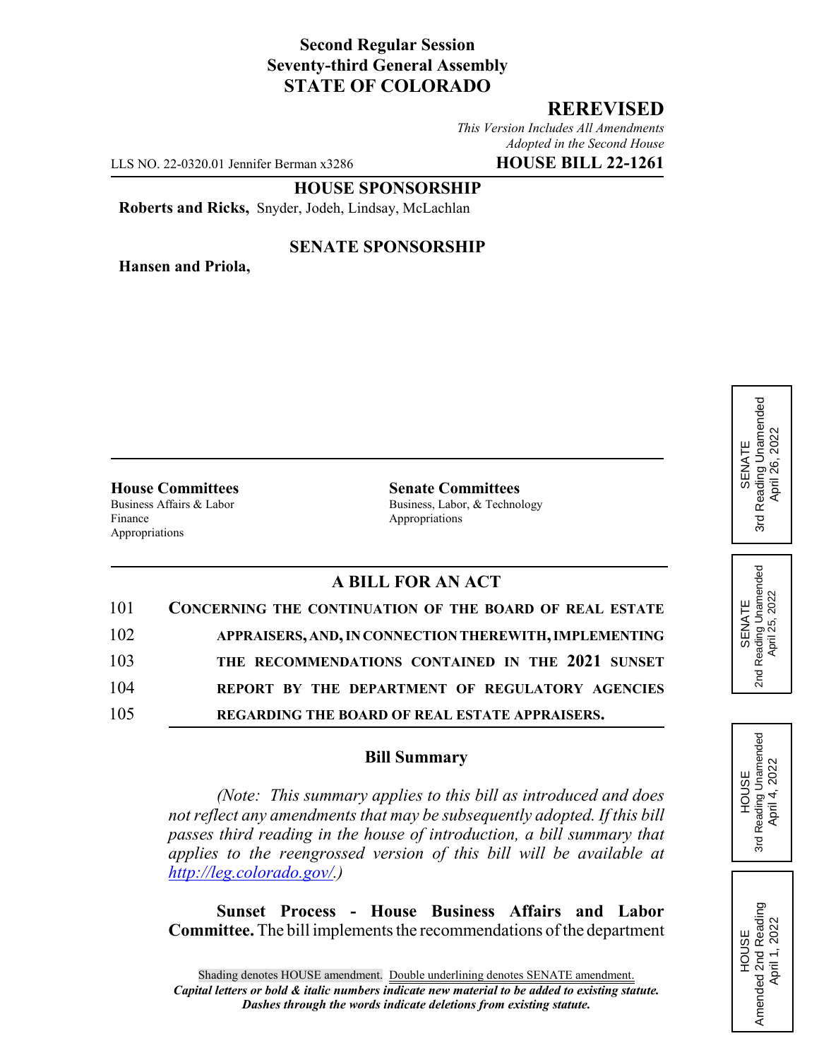**Second Regular Session**
**Seventy-third General Assembly**
**STATE OF COLORADO**

**REREVISED**

*This Version Includes All Amendments Adopted in the Second House*

LLS NO. 22-0320.01 Jennifer Berman x3286 **HOUSE BILL 22-1261**

**HOUSE SPONSORSHIP**

**Roberts and Ricks,** Snyder, Jodeh, Lindsay, McLachlan

**SENATE SPONSORSHIP**

**Hansen and Priola,**

SENATE 3rd Reading Unamended April 26, 2022

SENATE 2nd Reading Unamended April 25, 2022

HOUSE 3rd Reading Unamended April 4, 2022

HOUSE Amended 2nd Reading April 1, 2022

**House Committees**
Business Affairs & Labor
Finance
Appropriations

**Senate Committees**
Business, Labor, & Technology
Appropriations

**A BILL FOR AN ACT**

101 **CONCERNING THE CONTINUATION OF THE BOARD OF REAL ESTATE**
102 **APPRAISERS, AND, IN CONNECTION THEREWITH, IMPLEMENTING**
103 **THE RECOMMENDATIONS CONTAINED IN THE 2021 SUNSET**
104 **REPORT BY THE DEPARTMENT OF REGULATORY AGENCIES**
105 **REGARDING THE BOARD OF REAL ESTATE APPRAISERS.**

**Bill Summary**

*(Note: This summary applies to this bill as introduced and does not reflect any amendments that may be subsequently adopted. If this bill passes third reading in the house of introduction, a bill summary that applies to the reengrossed version of this bill will be available at http://leg.colorado.gov/.)*

**Sunset Process - House Business Affairs and Labor Committee.** The bill implements the recommendations of the department

Shading denotes HOUSE amendment. Double underlining denotes SENATE amendment.
***Capital letters or bold & italic numbers indicate new material to be added to existing statute.***
***Dashes through the words indicate deletions from existing statute.***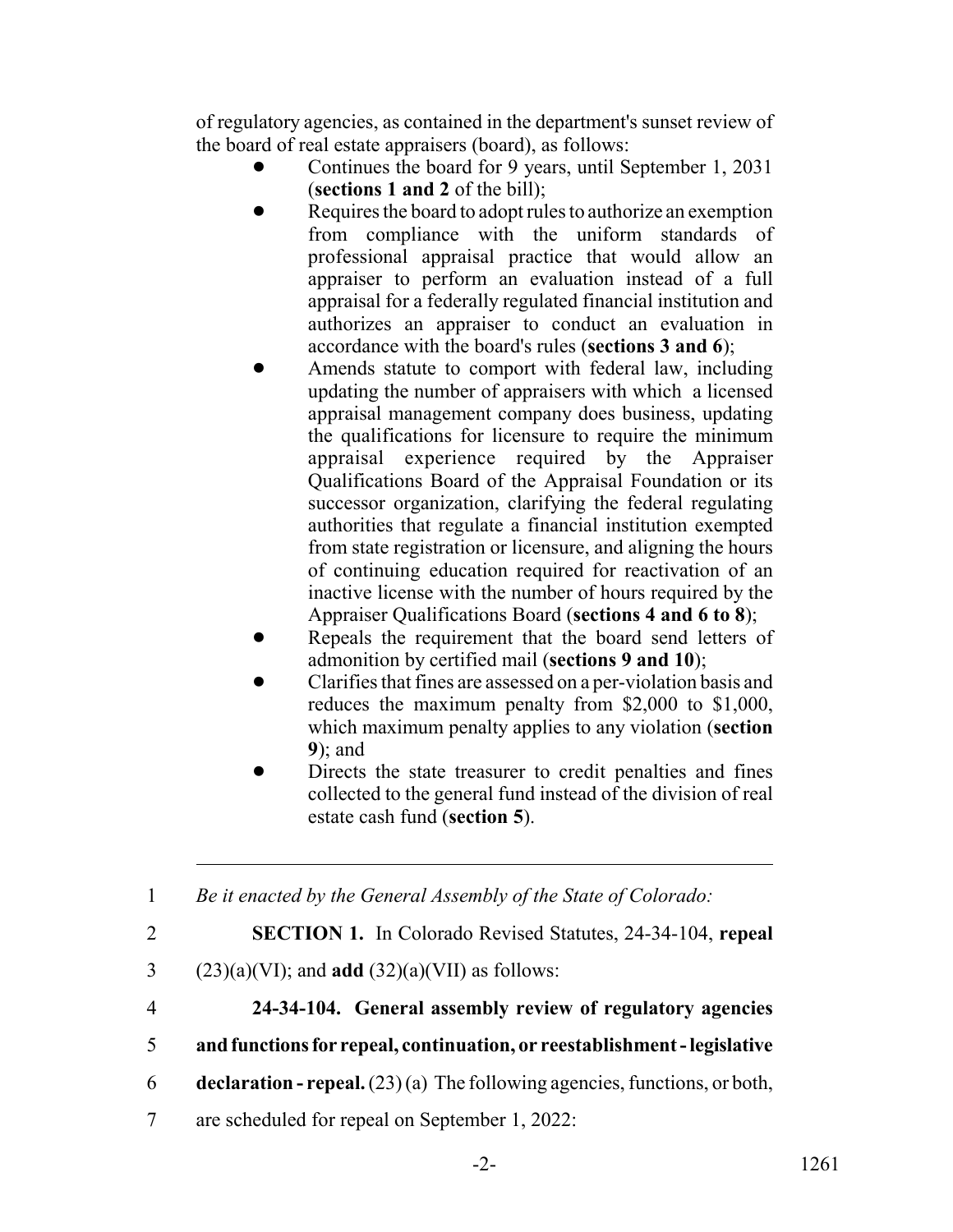of regulatory agencies, as contained in the department's sunset review of the board of real estate appraisers (board), as follows:

- Continues the board for 9 years, until September 1, 2031 (**sections 1 and 2** of the bill);
- Requires the board to adopt rules to authorize an exemption from compliance with the uniform standards of professional appraisal practice that would allow an appraiser to perform an evaluation instead of a full appraisal for a federally regulated financial institution and authorizes an appraiser to conduct an evaluation in accordance with the board's rules (**sections 3 and 6**);
- Amends statute to comport with federal law, including updating the number of appraisers with which a licensed appraisal management company does business, updating the qualifications for licensure to require the minimum appraisal experience required by the Appraiser Qualifications Board of the Appraisal Foundation or its successor organization, clarifying the federal regulating authorities that regulate a financial institution exempted from state registration or licensure, and aligning the hours of continuing education required for reactivation of an inactive license with the number of hours required by the Appraiser Qualifications Board (**sections 4 and 6 to 8**);
- Repeals the requirement that the board send letters of admonition by certified mail (**sections 9 and 10**);
- Clarifies that fines are assessed on a per-violation basis and reduces the maximum penalty from $2,000 to $1,000, which maximum penalty applies to any violation (**section 9**); and
- Directs the state treasurer to credit penalties and fines collected to the general fund instead of the division of real estate cash fund (**section 5**).

---

1 *Be it enacted by the General Assembly of the State of Colorado:*

2 **SECTION 1.** In Colorado Revised Statutes, 24-34-104, **repeal**

3 (23)(a)(VI); and **add** (32)(a)(VII) as follows:

4 **24-34-104. General assembly review of regulatory agencies**

5 **and functions for repeal, continuation, or reestablishment - legislative**

6 **declaration - repeal.** (23) (a) The following agencies, functions, or both,

7 are scheduled for repeal on September 1, 2022: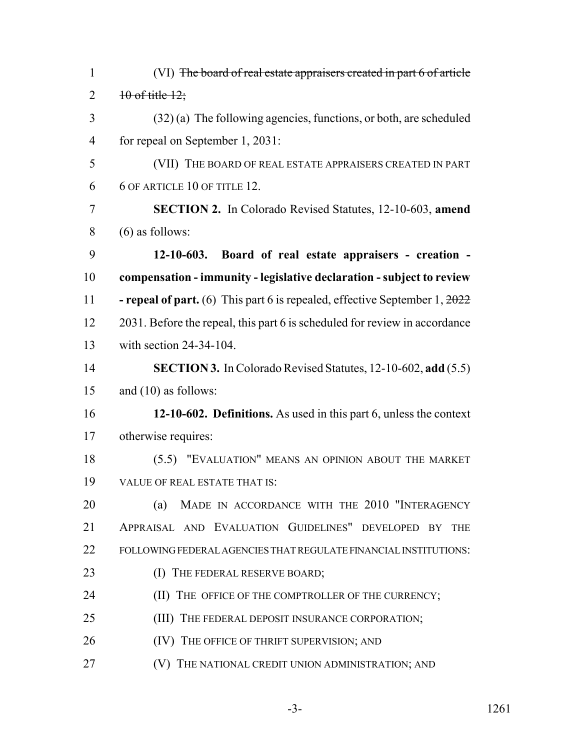(VI) ~~The board of real estate appraisers created in part 6 of article 10 of title 12;~~

(32) (a) The following agencies, functions, or both, are scheduled for repeal on September 1, 2031:

(VII) THE BOARD OF REAL ESTATE APPRAISERS CREATED IN PART 6 OF ARTICLE 10 OF TITLE 12.

**SECTION 2.** In Colorado Revised Statutes, 12-10-603, **amend** (6) as follows:

**12-10-603. Board of real estate appraisers - creation - compensation - immunity - legislative declaration - subject to review - repeal of part.** (6) This part 6 is repealed, effective September 1, ~~2022~~ 2031. Before the repeal, this part 6 is scheduled for review in accordance with section 24-34-104.

**SECTION 3.** In Colorado Revised Statutes, 12-10-602, **add** (5.5) and (10) as follows:

**12-10-602. Definitions.** As used in this part 6, unless the context otherwise requires:

(5.5) "EVALUATION" MEANS AN OPINION ABOUT THE MARKET VALUE OF REAL ESTATE THAT IS:

(a) MADE IN ACCORDANCE WITH THE 2010 "INTERAGENCY APPRAISAL AND EVALUATION GUIDELINES" DEVELOPED BY THE FOLLOWING FEDERAL AGENCIES THAT REGULATE FINANCIAL INSTITUTIONS:

(I) THE FEDERAL RESERVE BOARD;

(II) THE OFFICE OF THE COMPTROLLER OF THE CURRENCY;

(III) THE FEDERAL DEPOSIT INSURANCE CORPORATION;

(IV) THE OFFICE OF THRIFT SUPERVISION; AND

(V) THE NATIONAL CREDIT UNION ADMINISTRATION; AND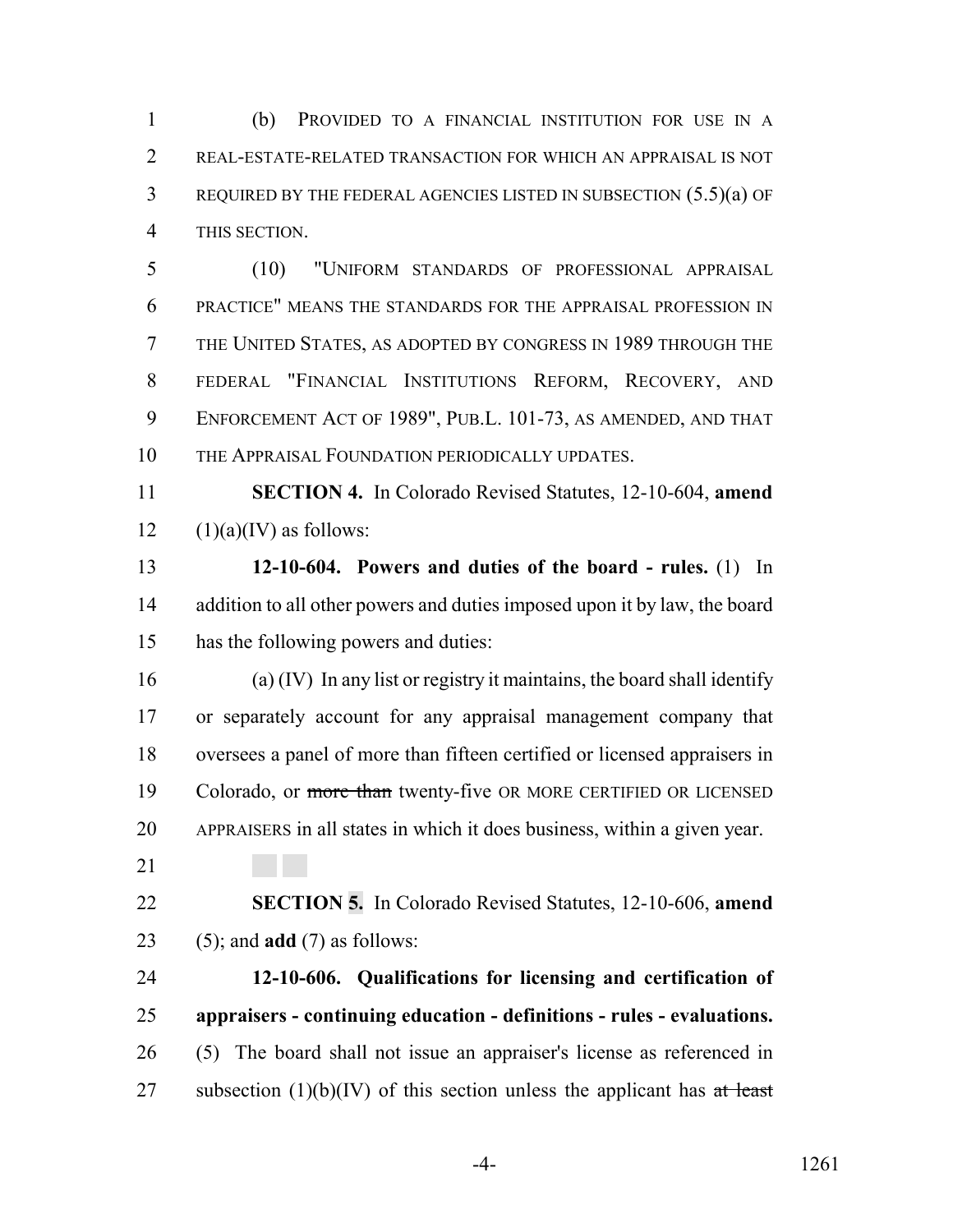(b) PROVIDED TO A FINANCIAL INSTITUTION FOR USE IN A REAL-ESTATE-RELATED TRANSACTION FOR WHICH AN APPRAISAL IS NOT REQUIRED BY THE FEDERAL AGENCIES LISTED IN SUBSECTION (5.5)(a) OF THIS SECTION.

(10) "UNIFORM STANDARDS OF PROFESSIONAL APPRAISAL PRACTICE" MEANS THE STANDARDS FOR THE APPRAISAL PROFESSION IN THE UNITED STATES, AS ADOPTED BY CONGRESS IN 1989 THROUGH THE FEDERAL "FINANCIAL INSTITUTIONS REFORM, RECOVERY, AND ENFORCEMENT ACT OF 1989", PUB.L. 101-73, AS AMENDED, AND THAT THE APPRAISAL FOUNDATION PERIODICALLY UPDATES.

**SECTION 4.** In Colorado Revised Statutes, 12-10-604, **amend** (1)(a)(IV) as follows:

**12-10-604. Powers and duties of the board - rules.** (1) In addition to all other powers and duties imposed upon it by law, the board has the following powers and duties:

(a) (IV) In any list or registry it maintains, the board shall identify or separately account for any appraisal management company that oversees a panel of more than fifteen certified or licensed appraisers in Colorado, or ~~more than~~ twenty-five OR MORE CERTIFIED OR LICENSED APPRAISERS in all states in which it does business, within a given year.

**SECTION 5.** In Colorado Revised Statutes, 12-10-606, **amend** (5); and **add** (7) as follows:

**12-10-606. Qualifications for licensing and certification of appraisers - continuing education - definitions - rules - evaluations.** (5) The board shall not issue an appraiser's license as referenced in subsection (1)(b)(IV) of this section unless the applicant has ~~at least~~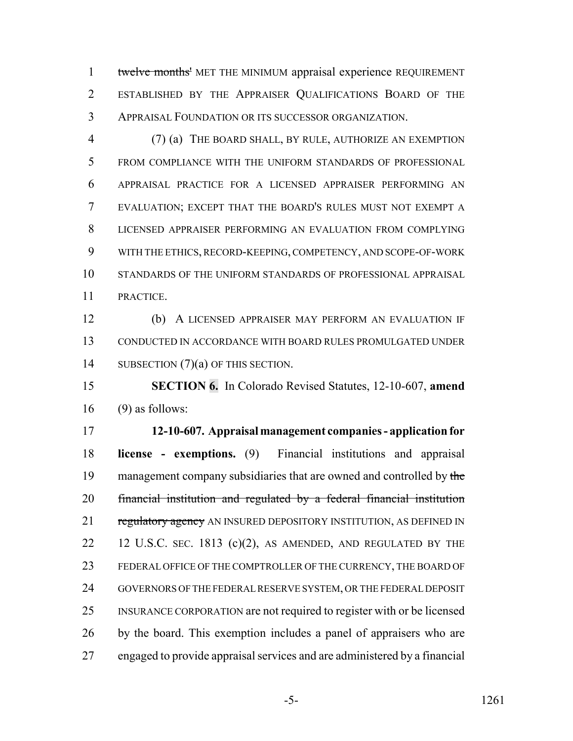~~twelve months'~~ MET THE MINIMUM appraisal experience REQUIREMENT ESTABLISHED BY THE APPRAISER QUALIFICATIONS BOARD OF THE APPRAISAL FOUNDATION OR ITS SUCCESSOR ORGANIZATION.

(7) (a) THE BOARD SHALL, BY RULE, AUTHORIZE AN EXEMPTION FROM COMPLIANCE WITH THE UNIFORM STANDARDS OF PROFESSIONAL APPRAISAL PRACTICE FOR A LICENSED APPRAISER PERFORMING AN EVALUATION; EXCEPT THAT THE BOARD'S RULES MUST NOT EXEMPT A LICENSED APPRAISER PERFORMING AN EVALUATION FROM COMPLYING WITH THE ETHICS, RECORD-KEEPING, COMPETENCY, AND SCOPE-OF-WORK STANDARDS OF THE UNIFORM STANDARDS OF PROFESSIONAL APPRAISAL PRACTICE.

(b) A LICENSED APPRAISER MAY PERFORM AN EVALUATION IF CONDUCTED IN ACCORDANCE WITH BOARD RULES PROMULGATED UNDER SUBSECTION (7)(a) OF THIS SECTION.

**SECTION 6.** In Colorado Revised Statutes, 12-10-607, **amend** (9) as follows:

**12-10-607. Appraisal management companies - application for license - exemptions.** (9) Financial institutions and appraisal management company subsidiaries that are owned and controlled by ~~the financial institution and regulated by a federal financial institution regulatory agency~~ AN INSURED DEPOSITORY INSTITUTION, AS DEFINED IN 12 U.S.C. SEC. 1813 (c)(2), AS AMENDED, AND REGULATED BY THE FEDERAL OFFICE OF THE COMPTROLLER OF THE CURRENCY, THE BOARD OF GOVERNORS OF THE FEDERAL RESERVE SYSTEM, OR THE FEDERAL DEPOSIT INSURANCE CORPORATION are not required to register with or be licensed by the board. This exemption includes a panel of appraisers who are engaged to provide appraisal services and are administered by a financial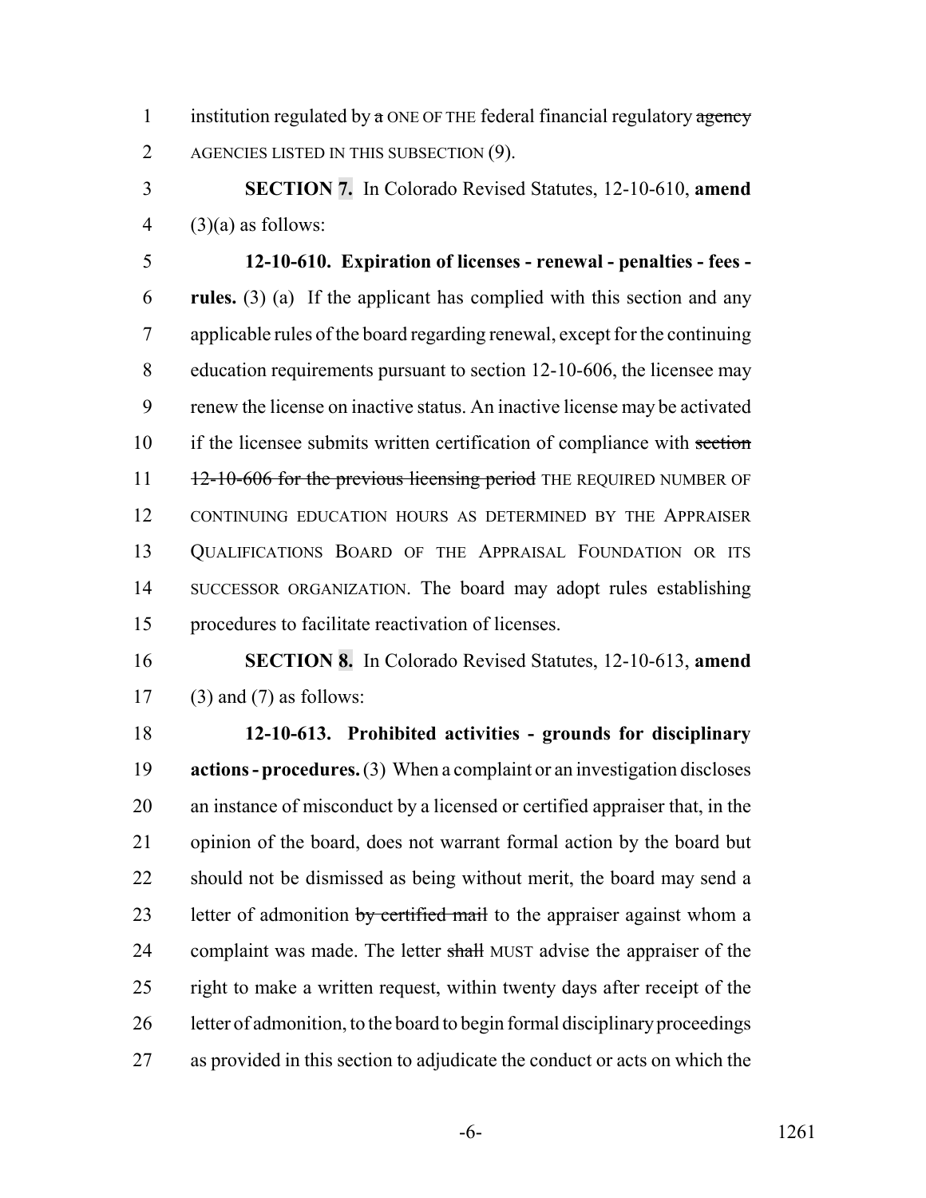institution regulated by ~~a~~ ONE OF THE federal financial regulatory ~~agency~~ AGENCIES LISTED IN THIS SUBSECTION (9).

**SECTION 7.** In Colorado Revised Statutes, 12-10-610, **amend** (3)(a) as follows:

**12-10-610. Expiration of licenses - renewal - penalties - fees - rules.** (3) (a) If the applicant has complied with this section and any applicable rules of the board regarding renewal, except for the continuing education requirements pursuant to section 12-10-606, the licensee may renew the license on inactive status. An inactive license may be activated if the licensee submits written certification of compliance with ~~section 12-10-606 for the previous licensing period~~ THE REQUIRED NUMBER OF CONTINUING EDUCATION HOURS AS DETERMINED BY THE APPRAISER QUALIFICATIONS BOARD OF THE APPRAISAL FOUNDATION OR ITS SUCCESSOR ORGANIZATION. The board may adopt rules establishing procedures to facilitate reactivation of licenses.

**SECTION 8.** In Colorado Revised Statutes, 12-10-613, **amend** (3) and (7) as follows:

**12-10-613. Prohibited activities - grounds for disciplinary actions - procedures.** (3) When a complaint or an investigation discloses an instance of misconduct by a licensed or certified appraiser that, in the opinion of the board, does not warrant formal action by the board but should not be dismissed as being without merit, the board may send a letter of admonition ~~by certified mail~~ to the appraiser against whom a complaint was made. The letter ~~shall~~ MUST advise the appraiser of the right to make a written request, within twenty days after receipt of the letter of admonition, to the board to begin formal disciplinary proceedings as provided in this section to adjudicate the conduct or acts on which the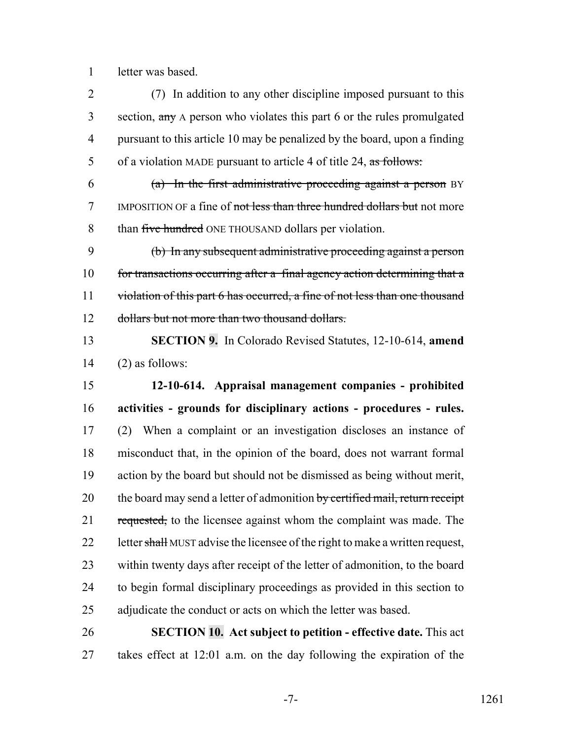letter was based.

(7) In addition to any other discipline imposed pursuant to this section, ~~any~~ A person who violates this part 6 or the rules promulgated pursuant to this article 10 may be penalized by the board, upon a finding of a violation MADE pursuant to article 4 of title 24, ~~as follows:~~

~~(a) In the first administrative proceeding against a person~~ BY IMPOSITION OF a fine of ~~not less than three hundred dollars but~~ not more than ~~five hundred~~ ONE THOUSAND dollars per violation.

~~(b) In any subsequent administrative proceeding against a person for transactions occurring after a final agency action determining that a violation of this part 6 has occurred, a fine of not less than one thousand dollars but not more than two thousand dollars.~~

**SECTION 9.** In Colorado Revised Statutes, 12-10-614, **amend** (2) as follows:

**12-10-614. Appraisal management companies - prohibited activities - grounds for disciplinary actions - procedures - rules.** (2) When a complaint or an investigation discloses an instance of misconduct that, in the opinion of the board, does not warrant formal action by the board but should not be dismissed as being without merit, the board may send a letter of admonition ~~by certified mail, return receipt requested,~~ to the licensee against whom the complaint was made. The letter ~~shall~~ MUST advise the licensee of the right to make a written request, within twenty days after receipt of the letter of admonition, to the board to begin formal disciplinary proceedings as provided in this section to adjudicate the conduct or acts on which the letter was based.

**SECTION 10. Act subject to petition - effective date.** This act takes effect at 12:01 a.m. on the day following the expiration of the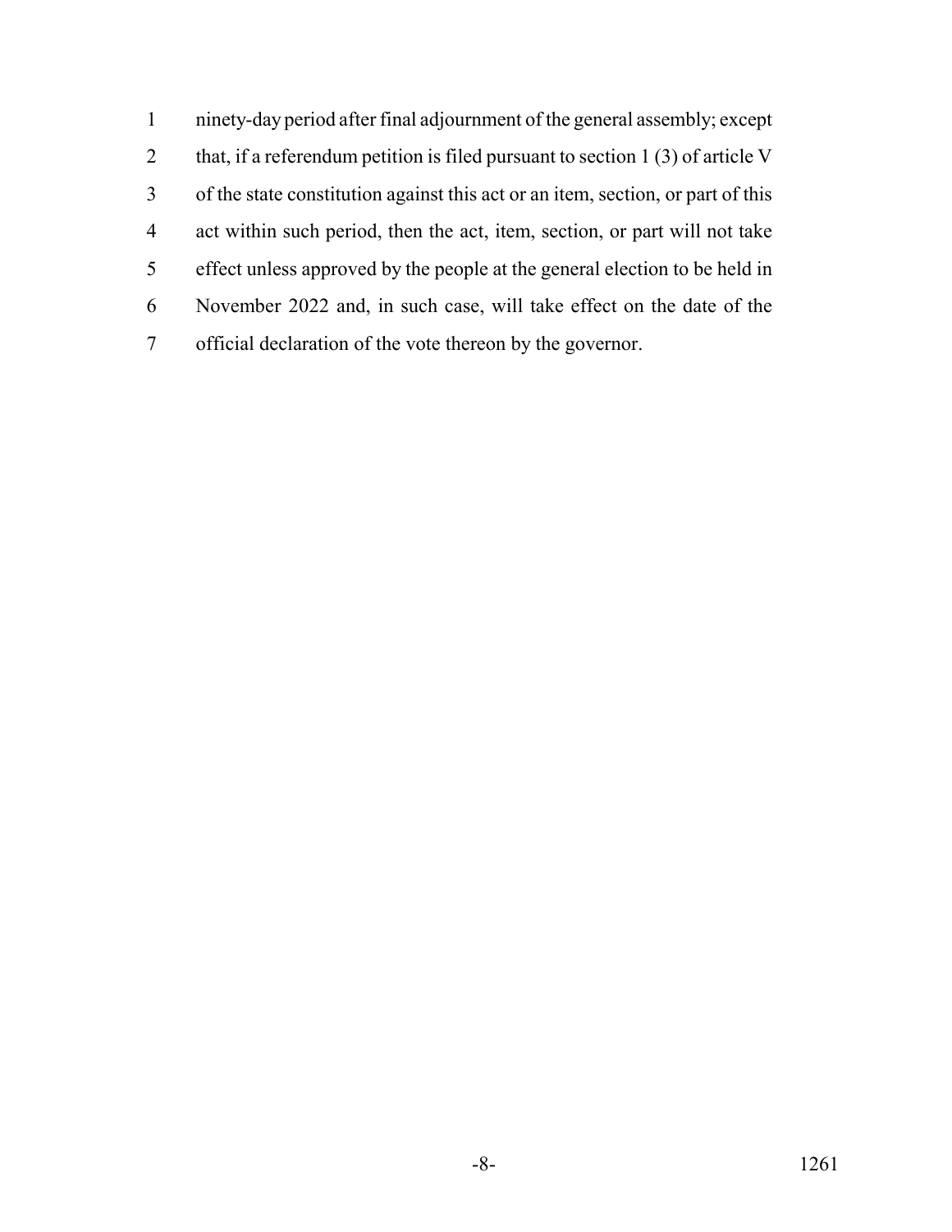ninety-day period after final adjournment of the general assembly; except that, if a referendum petition is filed pursuant to section 1 (3) of article V of the state constitution against this act or an item, section, or part of this act within such period, then the act, item, section, or part will not take effect unless approved by the people at the general election to be held in November 2022 and, in such case, will take effect on the date of the official declaration of the vote thereon by the governor.